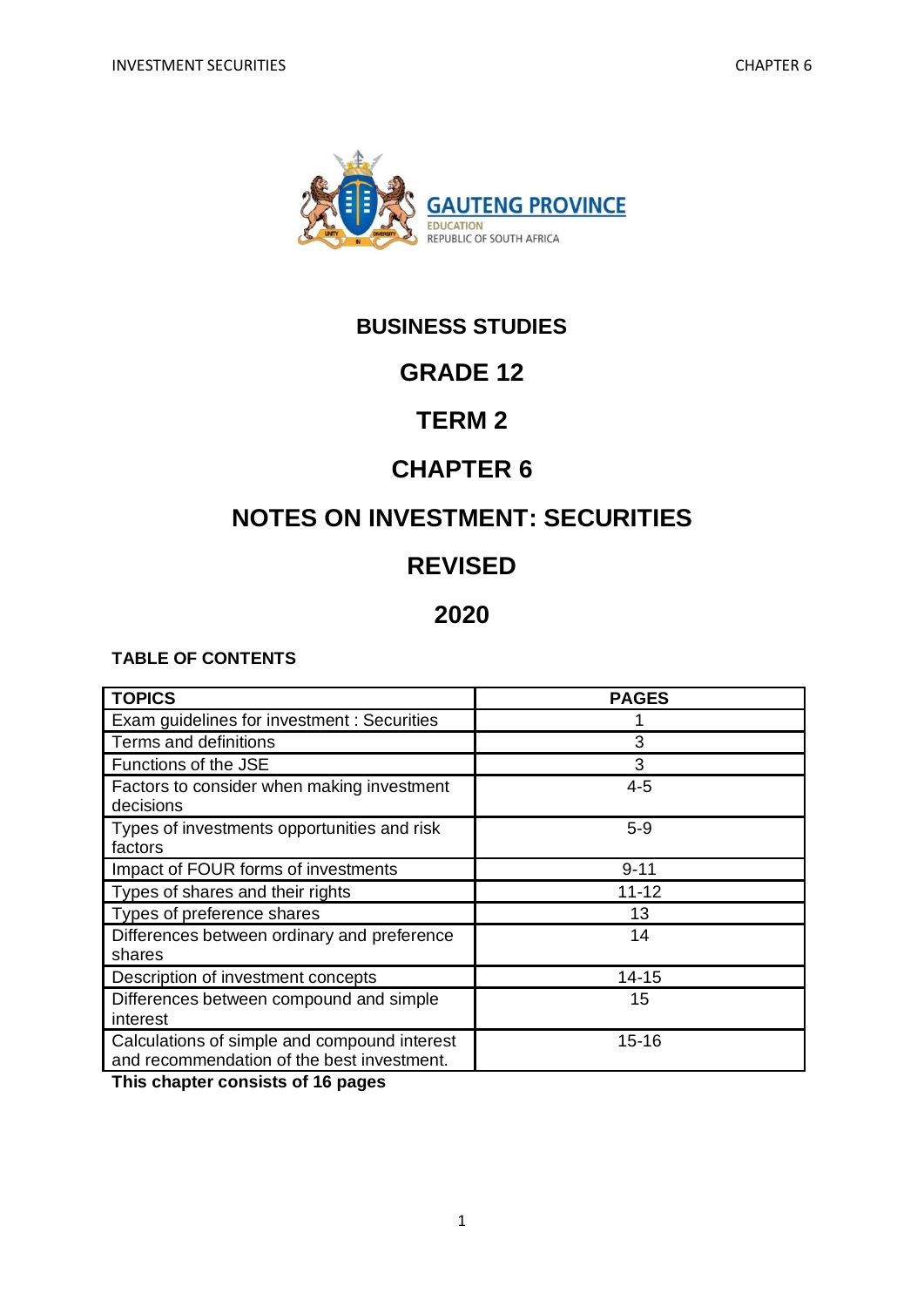GAUTENG PROVINCE

EDUCATION

REPUBLIC OF SOUTH AFRICA

# BUSINESS STUDIES

# GRADE 12

# TERM 2

# CHAPTER 6

# NOTES ON INVESTMENT: SECURITIES

# REVISED

# 2020

**TABLE OF CONTENTS**

| TOPICS | PAGES |
|---|---|
| Exam guidelines for investment : Securities | 1 |
| Terms and definitions | 3 |
| Functions of the JSE | 3 |
| Factors to consider when making investment decisions | 4-5 |
| Types of investments opportunities and risk factors | 5-9 |
| Impact of FOUR forms of investments | 9-11 |
| Types of shares and their rights | 11-12 |
| Types of preference shares | 13 |
| Differences between ordinary and preference shares | 14 |
| Description of investment concepts | 14-15 |
| Differences between compound and simple interest | 15 |
| Calculations of simple and compound interest and recommendation of the best investment. | 15-16 |

**This chapter consists of 16 pages**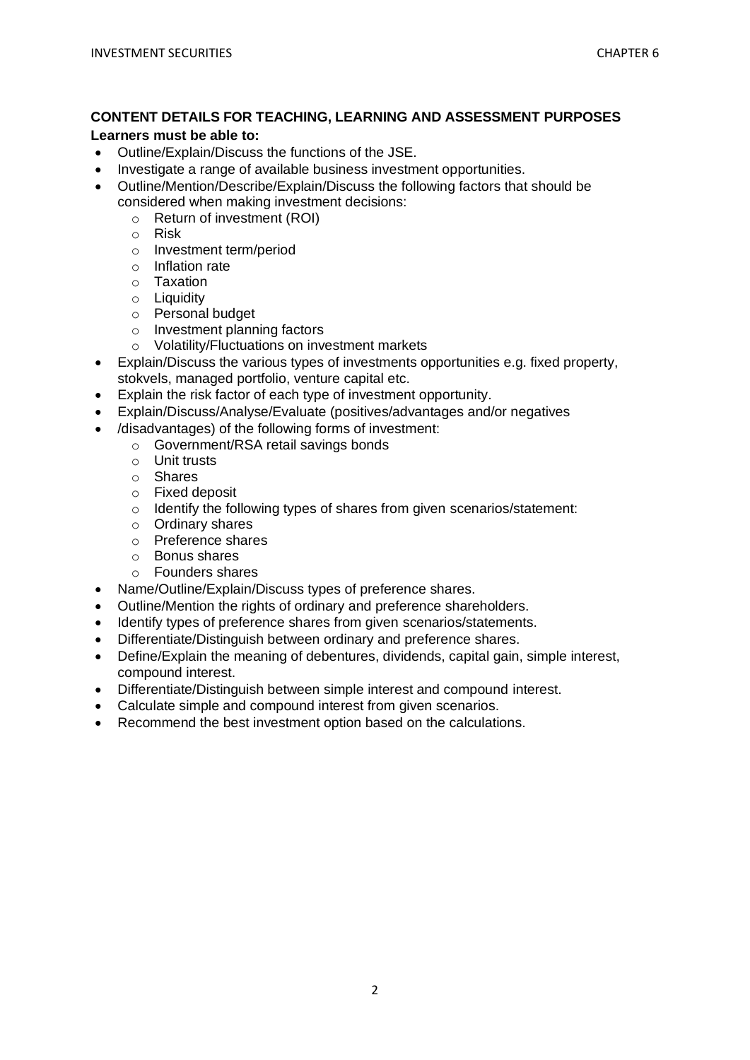### CONTENT DETAILS FOR TEACHING, LEARNING AND ASSESSMENT PURPOSES

**Learners must be able to:**

- Outline/Explain/Discuss the functions of the JSE.
- Investigate a range of available business investment opportunities.
- Outline/Mention/Describe/Explain/Discuss the following factors that should be considered when making investment decisions:
  - Return of investment (ROI)
  - Risk
  - Investment term/period
  - Inflation rate
  - Taxation
  - Liquidity
  - Personal budget
  - Investment planning factors
  - Volatility/Fluctuations on investment markets
- Explain/Discuss the various types of investments opportunities e.g. fixed property, stokvels, managed portfolio, venture capital etc.
- Explain the risk factor of each type of investment opportunity.
- Explain/Discuss/Analyse/Evaluate (positives/advantages and/or negatives
- /disadvantages) of the following forms of investment:
  - Government/RSA retail savings bonds
  - Unit trusts
  - Shares
  - Fixed deposit
  - Identify the following types of shares from given scenarios/statement:
  - Ordinary shares
  - Preference shares
  - Bonus shares
  - Founders shares
- Name/Outline/Explain/Discuss types of preference shares.
- Outline/Mention the rights of ordinary and preference shareholders.
- Identify types of preference shares from given scenarios/statements.
- Differentiate/Distinguish between ordinary and preference shares.
- Define/Explain the meaning of debentures, dividends, capital gain, simple interest, compound interest.
- Differentiate/Distinguish between simple interest and compound interest.
- Calculate simple and compound interest from given scenarios.
- Recommend the best investment option based on the calculations.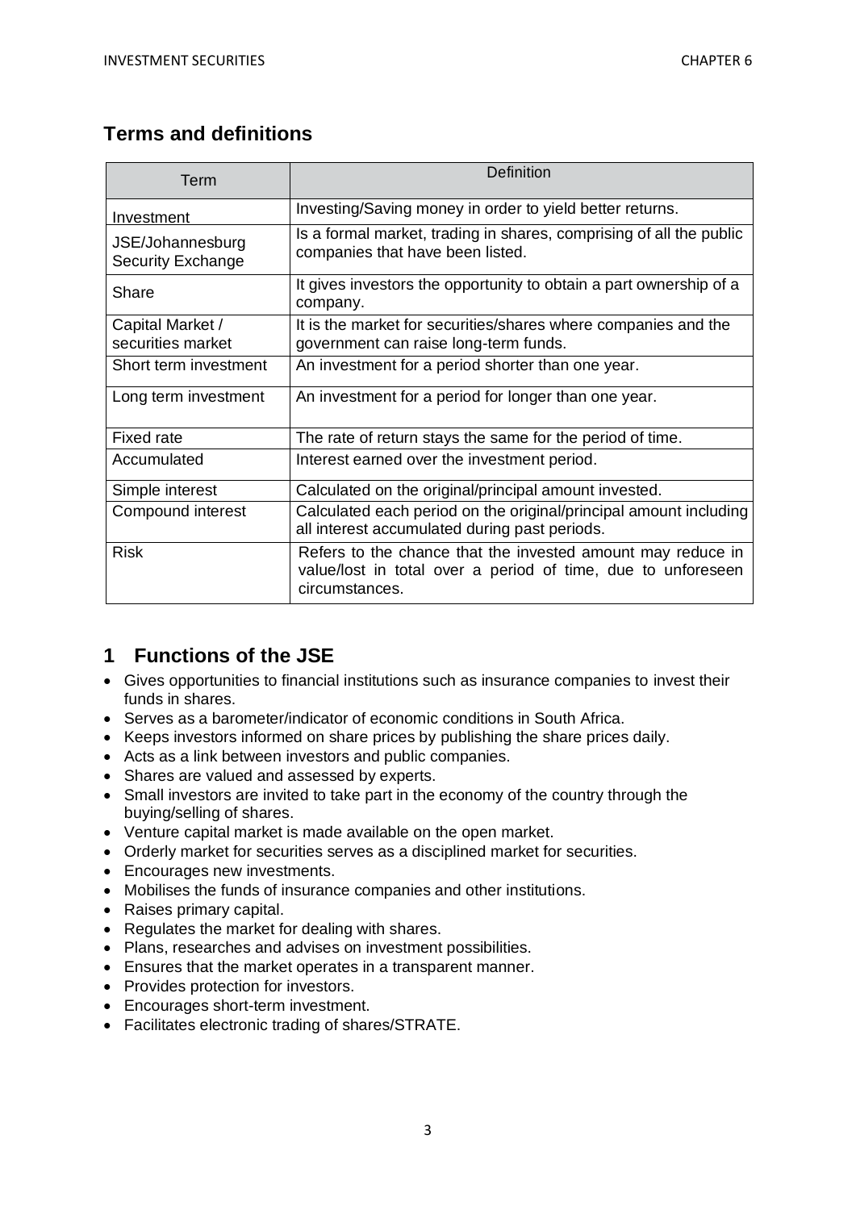## Terms and definitions

| Term | Definition |
| --- | --- |
| Investment | Investing/Saving money in order to yield better returns. |
| JSE/Johannesburg Security Exchange | Is a formal market, trading in shares, comprising of all the public companies that have been listed. |
| Share | It gives investors the opportunity to obtain a part ownership of a company. |
| Capital Market / securities market | It is the market for securities/shares where companies and the government can raise long-term funds. |
| Short term investment | An investment for a period shorter than one year. |
| Long term investment | An investment for a period for longer than one year. |
| Fixed rate | The rate of return stays the same for the period of time. |
| Accumulated | Interest earned over the investment period. |
| Simple interest | Calculated on the original/principal amount invested. |
| Compound interest | Calculated each period on the original/principal amount including all interest accumulated during past periods. |
| Risk | Refers to the chance that the invested amount may reduce in value/lost in total over a period of time, due to unforeseen circumstances. |

## 1 Functions of the JSE

- Gives opportunities to financial institutions such as insurance companies to invest their funds in shares.
- Serves as a barometer/indicator of economic conditions in South Africa.
- Keeps investors informed on share prices by publishing the share prices daily.
- Acts as a link between investors and public companies.
- Shares are valued and assessed by experts.
- Small investors are invited to take part in the economy of the country through the buying/selling of shares.
- Venture capital market is made available on the open market.
- Orderly market for securities serves as a disciplined market for securities.
- Encourages new investments.
- Mobilises the funds of insurance companies and other institutions.
- Raises primary capital.
- Regulates the market for dealing with shares.
- Plans, researches and advises on investment possibilities.
- Ensures that the market operates in a transparent manner.
- Provides protection for investors.
- Encourages short-term investment.
- Facilitates electronic trading of shares/STRATE.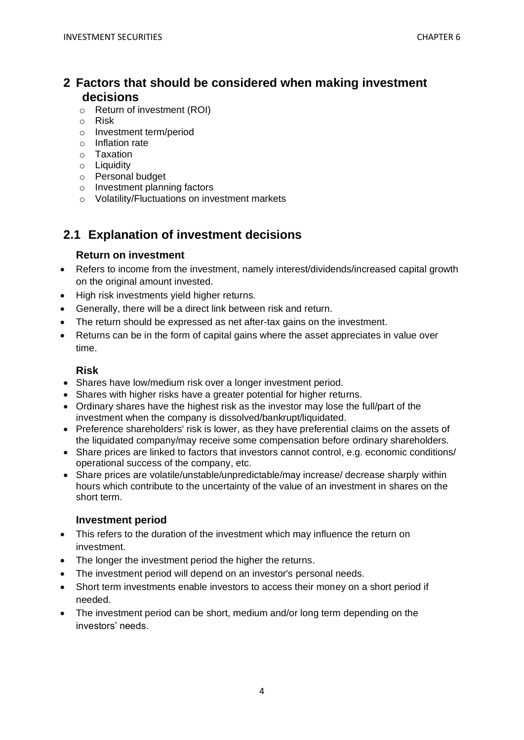## 2 Factors that should be considered when making investment decisions

- Return of investment (ROI)
- Risk
- Investment term/period
- Inflation rate
- Taxation
- Liquidity
- Personal budget
- Investment planning factors
- Volatility/Fluctuations on investment markets

## 2.1 Explanation of investment decisions

### Return on investment

- Refers to income from the investment, namely interest/dividends/increased capital growth on the original amount invested.
- High risk investments yield higher returns.
- Generally, there will be a direct link between risk and return.
- The return should be expressed as net after-tax gains on the investment.
- Returns can be in the form of capital gains where the asset appreciates in value over time.

### Risk

- Shares have low/medium risk over a longer investment period.
- Shares with higher risks have a greater potential for higher returns.
- Ordinary shares have the highest risk as the investor may lose the full/part of the investment when the company is dissolved/bankrupt/liquidated.
- Preference shareholders' risk is lower, as they have preferential claims on the assets of the liquidated company/may receive some compensation before ordinary shareholders.
- Share prices are linked to factors that investors cannot control, e.g. economic conditions/ operational success of the company, etc.
- Share prices are volatile/unstable/unpredictable/may increase/ decrease sharply within hours which contribute to the uncertainty of the value of an investment in shares on the short term.

### Investment period

- This refers to the duration of the investment which may influence the return on investment.
- The longer the investment period the higher the returns.
- The investment period will depend on an investor's personal needs.
- Short term investments enable investors to access their money on a short period if needed.
- The investment period can be short, medium and/or long term depending on the investors' needs.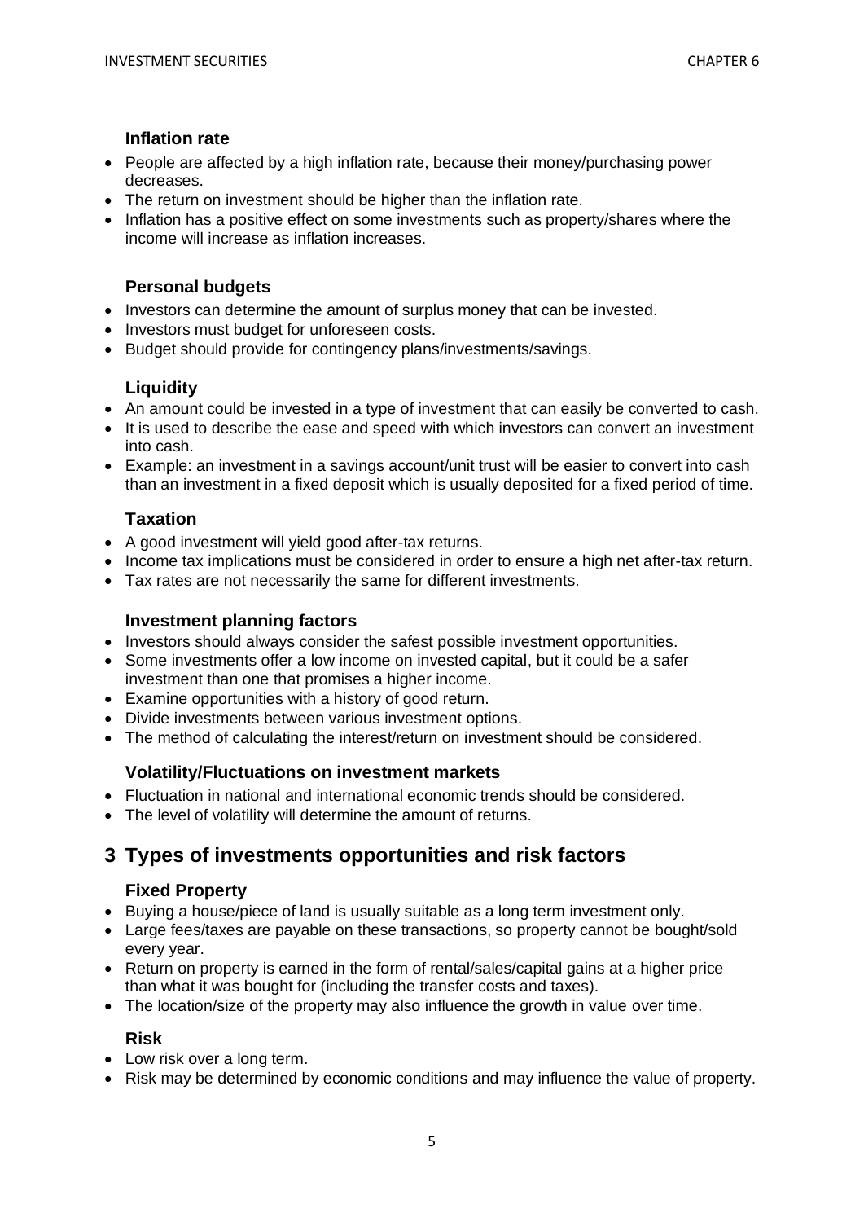### Inflation rate

- People are affected by a high inflation rate, because their money/purchasing power decreases.
- The return on investment should be higher than the inflation rate.
- Inflation has a positive effect on some investments such as property/shares where the income will increase as inflation increases.

### Personal budgets

- Investors can determine the amount of surplus money that can be invested.
- Investors must budget for unforeseen costs.
- Budget should provide for contingency plans/investments/savings.

### Liquidity

- An amount could be invested in a type of investment that can easily be converted to cash.
- It is used to describe the ease and speed with which investors can convert an investment into cash.
- Example: an investment in a savings account/unit trust will be easier to convert into cash than an investment in a fixed deposit which is usually deposited for a fixed period of time.

### Taxation

- A good investment will yield good after-tax returns.
- Income tax implications must be considered in order to ensure a high net after-tax return.
- Tax rates are not necessarily the same for different investments.

### Investment planning factors

- Investors should always consider the safest possible investment opportunities.
- Some investments offer a low income on invested capital, but it could be a safer investment than one that promises a higher income.
- Examine opportunities with a history of good return.
- Divide investments between various investment options.
- The method of calculating the interest/return on investment should be considered.

### Volatility/Fluctuations on investment markets

- Fluctuation in national and international economic trends should be considered.
- The level of volatility will determine the amount of returns.

## 3 Types of investments opportunities and risk factors

### Fixed Property

- Buying a house/piece of land is usually suitable as a long term investment only.
- Large fees/taxes are payable on these transactions, so property cannot be bought/sold every year.
- Return on property is earned in the form of rental/sales/capital gains at a higher price than what it was bought for (including the transfer costs and taxes).
- The location/size of the property may also influence the growth in value over time.

### Risk

- Low risk over a long term.
- Risk may be determined by economic conditions and may influence the value of property.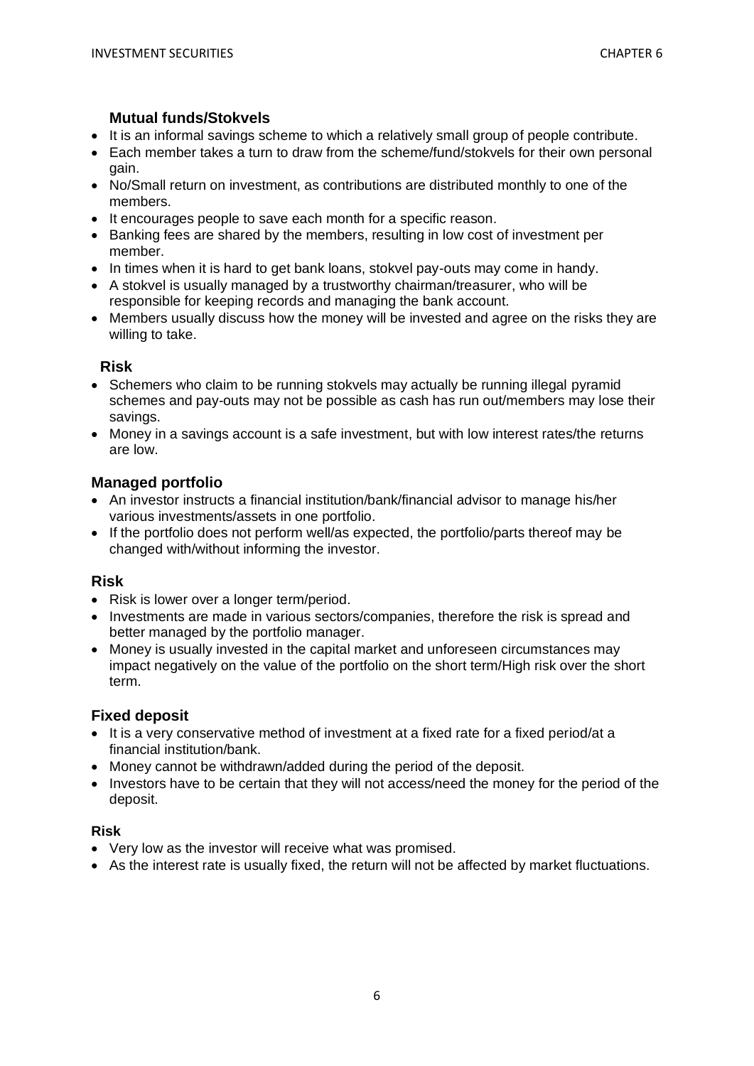### Mutual funds/Stokvels

- It is an informal savings scheme to which a relatively small group of people contribute.
- Each member takes a turn to draw from the scheme/fund/stokvels for their own personal gain.
- No/Small return on investment, as contributions are distributed monthly to one of the members.
- It encourages people to save each month for a specific reason.
- Banking fees are shared by the members, resulting in low cost of investment per member.
- In times when it is hard to get bank loans, stokvel pay-outs may come in handy.
- A stokvel is usually managed by a trustworthy chairman/treasurer, who will be responsible for keeping records and managing the bank account.
- Members usually discuss how the money will be invested and agree on the risks they are willing to take.

#### Risk

- Schemers who claim to be running stokvels may actually be running illegal pyramid schemes and pay-outs may not be possible as cash has run out/members may lose their savings.
- Money in a savings account is a safe investment, but with low interest rates/the returns are low.

### Managed portfolio

- An investor instructs a financial institution/bank/financial advisor to manage his/her various investments/assets in one portfolio.
- If the portfolio does not perform well/as expected, the portfolio/parts thereof may be changed with/without informing the investor.

#### Risk

- Risk is lower over a longer term/period.
- Investments are made in various sectors/companies, therefore the risk is spread and better managed by the portfolio manager.
- Money is usually invested in the capital market and unforeseen circumstances may impact negatively on the value of the portfolio on the short term/High risk over the short term.

### Fixed deposit

- It is a very conservative method of investment at a fixed rate for a fixed period/at a financial institution/bank.
- Money cannot be withdrawn/added during the period of the deposit.
- Investors have to be certain that they will not access/need the money for the period of the deposit.

#### Risk

- Very low as the investor will receive what was promised.
- As the interest rate is usually fixed, the return will not be affected by market fluctuations.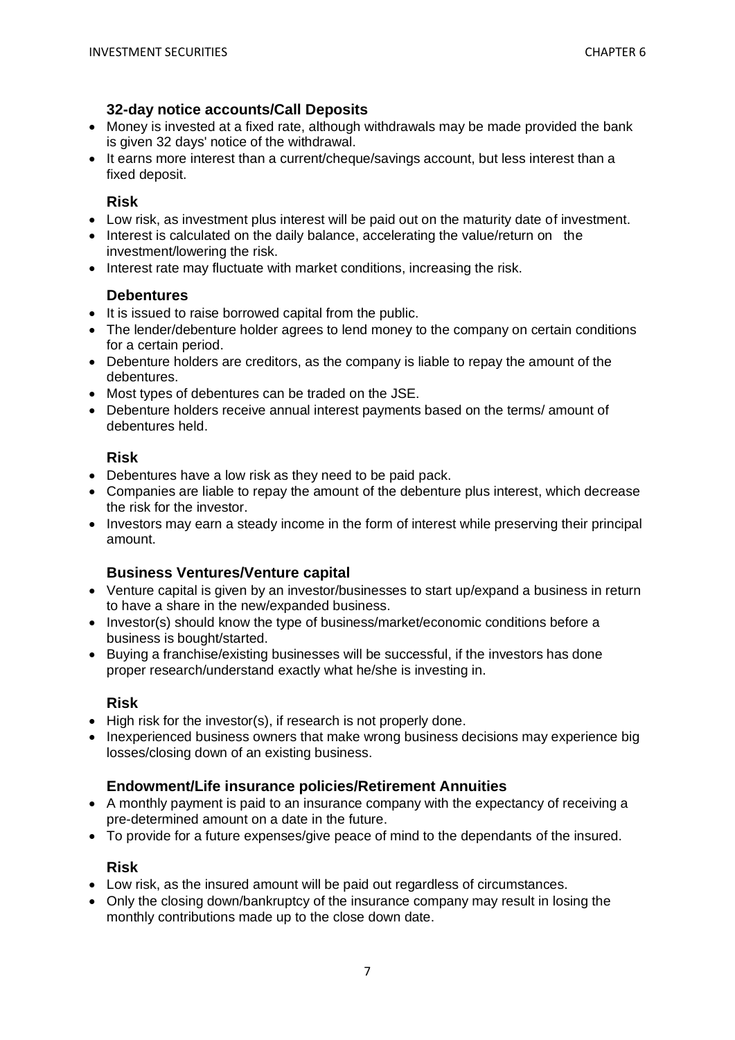### 32-day notice accounts/Call Deposits

- Money is invested at a fixed rate, although withdrawals may be made provided the bank is given 32 days' notice of the withdrawal.
- It earns more interest than a current/cheque/savings account, but less interest than a fixed deposit.

#### Risk

- Low risk, as investment plus interest will be paid out on the maturity date of investment.
- Interest is calculated on the daily balance, accelerating the value/return on the investment/lowering the risk.
- Interest rate may fluctuate with market conditions, increasing the risk.

### Debentures

- It is issued to raise borrowed capital from the public.
- The lender/debenture holder agrees to lend money to the company on certain conditions for a certain period.
- Debenture holders are creditors, as the company is liable to repay the amount of the debentures.
- Most types of debentures can be traded on the JSE.
- Debenture holders receive annual interest payments based on the terms/ amount of debentures held.

#### Risk

- Debentures have a low risk as they need to be paid pack.
- Companies are liable to repay the amount of the debenture plus interest, which decrease the risk for the investor.
- Investors may earn a steady income in the form of interest while preserving their principal amount.

### Business Ventures/Venture capital

- Venture capital is given by an investor/businesses to start up/expand a business in return to have a share in the new/expanded business.
- Investor(s) should know the type of business/market/economic conditions before a business is bought/started.
- Buying a franchise/existing businesses will be successful, if the investors has done proper research/understand exactly what he/she is investing in.

#### Risk

- High risk for the investor(s), if research is not properly done.
- Inexperienced business owners that make wrong business decisions may experience big losses/closing down of an existing business.

### Endowment/Life insurance policies/Retirement Annuities

- A monthly payment is paid to an insurance company with the expectancy of receiving a pre-determined amount on a date in the future.
- To provide for a future expenses/give peace of mind to the dependants of the insured.

#### Risk

- Low risk, as the insured amount will be paid out regardless of circumstances.
- Only the closing down/bankruptcy of the insurance company may result in losing the monthly contributions made up to the close down date.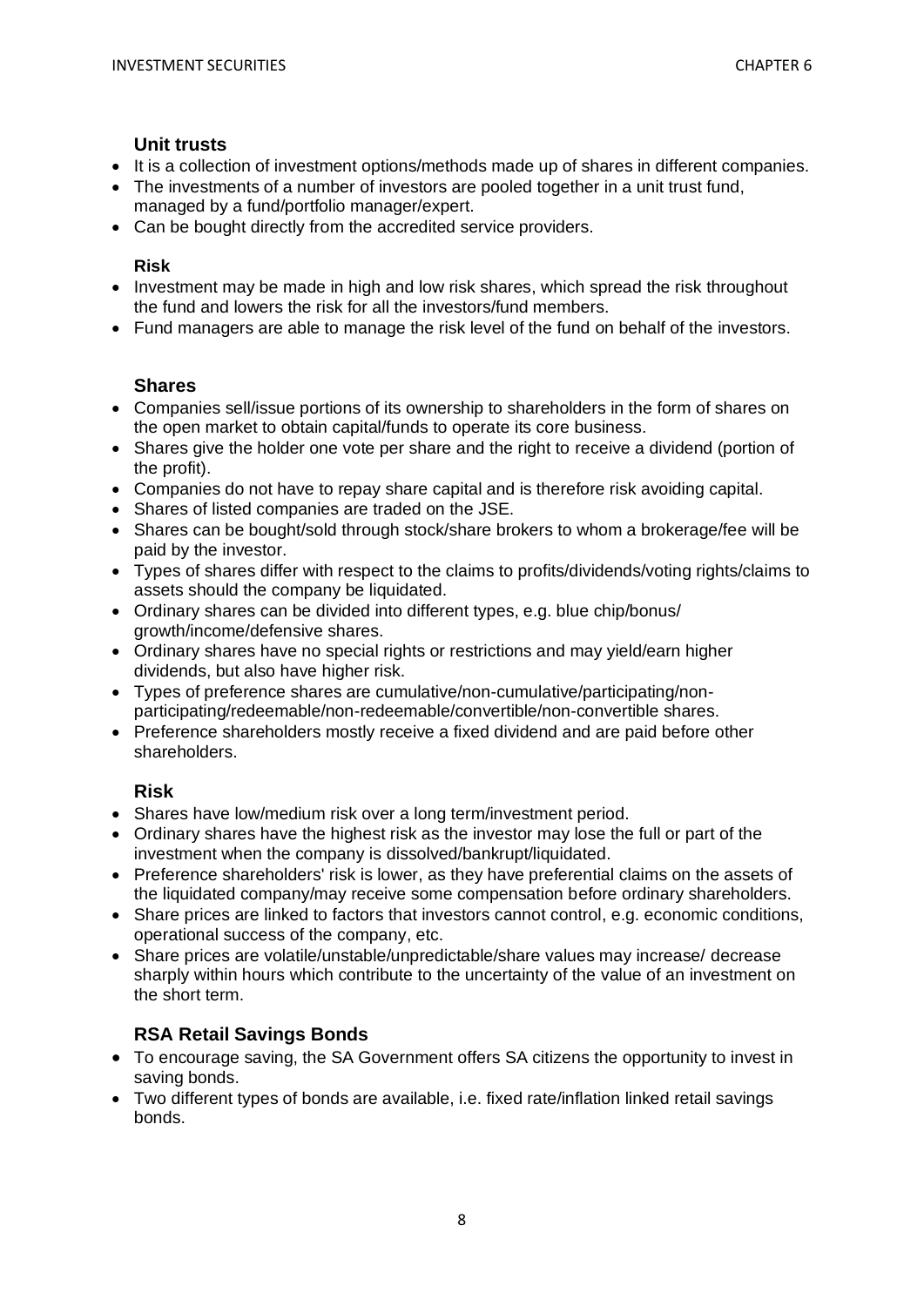### Unit trusts

- It is a collection of investment options/methods made up of shares in different companies.
- The investments of a number of investors are pooled together in a unit trust fund, managed by a fund/portfolio manager/expert.
- Can be bought directly from the accredited service providers.

#### Risk

- Investment may be made in high and low risk shares, which spread the risk throughout the fund and lowers the risk for all the investors/fund members.
- Fund managers are able to manage the risk level of the fund on behalf of the investors.

### Shares

- Companies sell/issue portions of its ownership to shareholders in the form of shares on the open market to obtain capital/funds to operate its core business.
- Shares give the holder one vote per share and the right to receive a dividend (portion of the profit).
- Companies do not have to repay share capital and is therefore risk avoiding capital.
- Shares of listed companies are traded on the JSE.
- Shares can be bought/sold through stock/share brokers to whom a brokerage/fee will be paid by the investor.
- Types of shares differ with respect to the claims to profits/dividends/voting rights/claims to assets should the company be liquidated.
- Ordinary shares can be divided into different types, e.g. blue chip/bonus/ growth/income/defensive shares.
- Ordinary shares have no special rights or restrictions and may yield/earn higher dividends, but also have higher risk.
- Types of preference shares are cumulative/non-cumulative/participating/non-participating/redeemable/non-redeemable/convertible/non-convertible shares.
- Preference shareholders mostly receive a fixed dividend and are paid before other shareholders.

### Risk

- Shares have low/medium risk over a long term/investment period.
- Ordinary shares have the highest risk as the investor may lose the full or part of the investment when the company is dissolved/bankrupt/liquidated.
- Preference shareholders' risk is lower, as they have preferential claims on the assets of the liquidated company/may receive some compensation before ordinary shareholders.
- Share prices are linked to factors that investors cannot control, e.g. economic conditions, operational success of the company, etc.
- Share prices are volatile/unstable/unpredictable/share values may increase/ decrease sharply within hours which contribute to the uncertainty of the value of an investment on the short term.

### RSA Retail Savings Bonds

- To encourage saving, the SA Government offers SA citizens the opportunity to invest in saving bonds.
- Two different types of bonds are available, i.e. fixed rate/inflation linked retail savings bonds.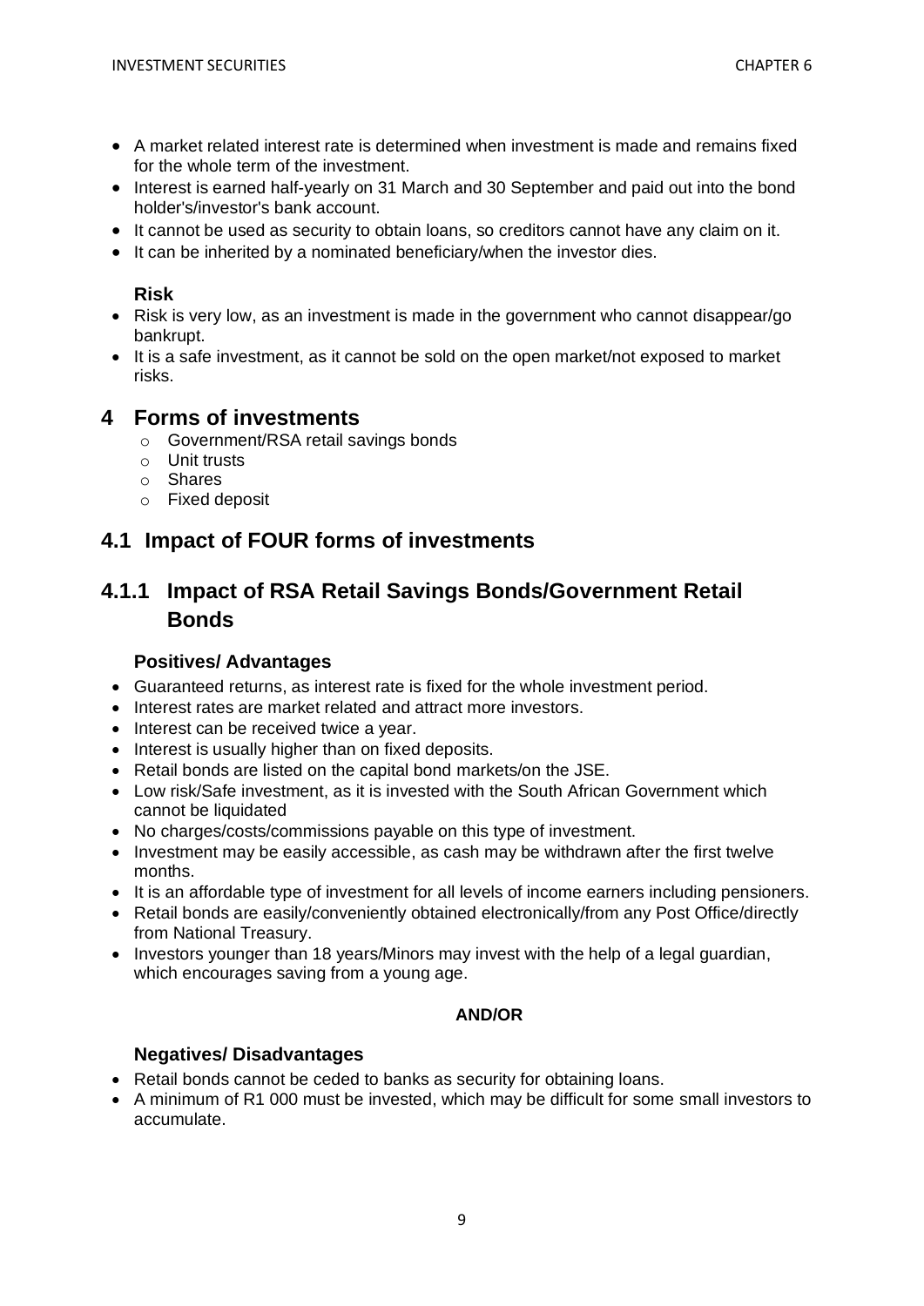- A market related interest rate is determined when investment is made and remains fixed for the whole term of the investment.
- Interest is earned half-yearly on 31 March and 30 September and paid out into the bond holder's/investor's bank account.
- It cannot be used as security to obtain loans, so creditors cannot have any claim on it.
- It can be inherited by a nominated beneficiary/when the investor dies.

**Risk**

- Risk is very low, as an investment is made in the government who cannot disappear/go bankrupt.
- It is a safe investment, as it cannot be sold on the open market/not exposed to market risks.

# 4 Forms of investments

- Government/RSA retail savings bonds
- Unit trusts
- Shares
- Fixed deposit

## 4.1 Impact of FOUR forms of investments

### 4.1.1 Impact of RSA Retail Savings Bonds/Government Retail Bonds

**Positives/ Advantages**

- Guaranteed returns, as interest rate is fixed for the whole investment period.
- Interest rates are market related and attract more investors.
- Interest can be received twice a year.
- Interest is usually higher than on fixed deposits.
- Retail bonds are listed on the capital bond markets/on the JSE.
- Low risk/Safe investment, as it is invested with the South African Government which cannot be liquidated
- No charges/costs/commissions payable on this type of investment.
- Investment may be easily accessible, as cash may be withdrawn after the first twelve months.
- It is an affordable type of investment for all levels of income earners including pensioners.
- Retail bonds are easily/conveniently obtained electronically/from any Post Office/directly from National Treasury.
- Investors younger than 18 years/Minors may invest with the help of a legal guardian, which encourages saving from a young age.

**AND/OR**

**Negatives/ Disadvantages**

- Retail bonds cannot be ceded to banks as security for obtaining loans.
- A minimum of R1 000 must be invested, which may be difficult for some small investors to accumulate.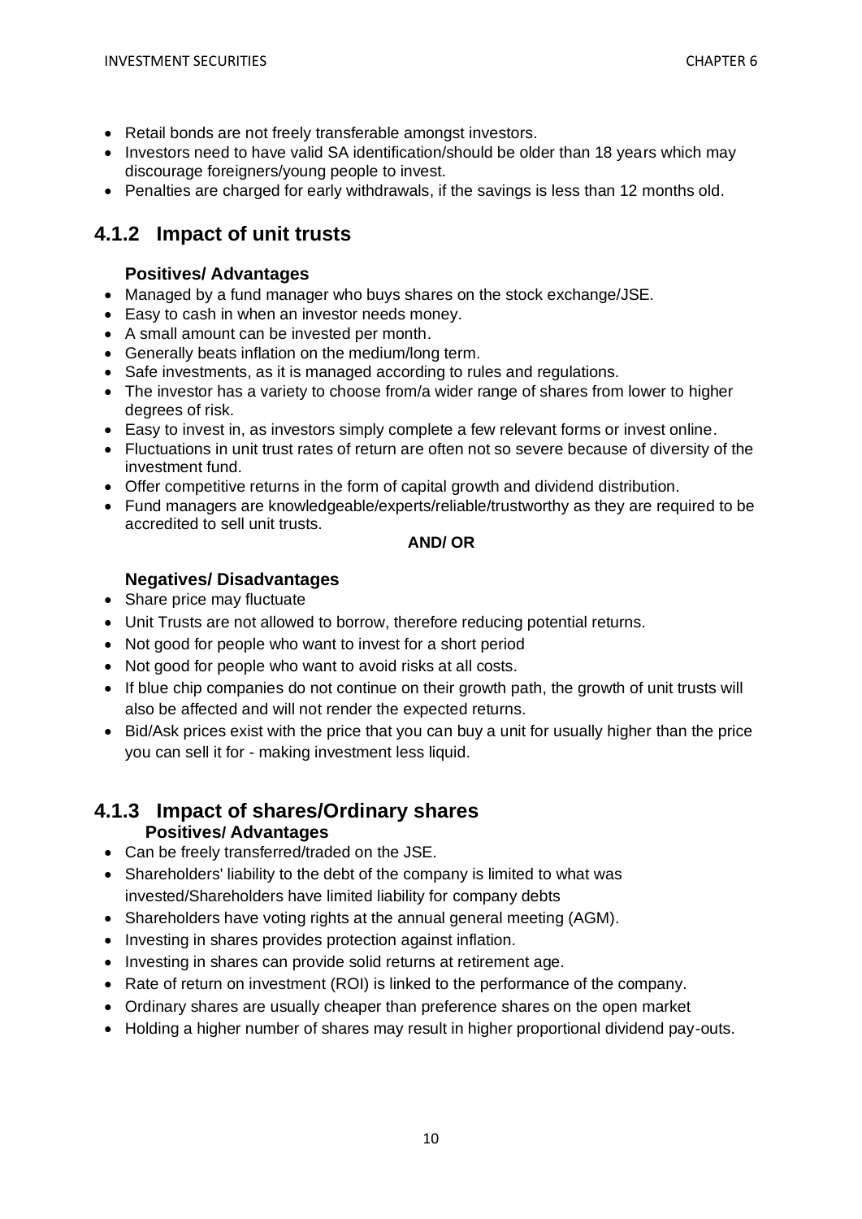- Retail bonds are not freely transferable amongst investors.
- Investors need to have valid SA identification/should be older than 18 years which may discourage foreigners/young people to invest.
- Penalties are charged for early withdrawals, if the savings is less than 12 months old.

## 4.1.2 Impact of unit trusts

### Positives/ Advantages

- Managed by a fund manager who buys shares on the stock exchange/JSE.
- Easy to cash in when an investor needs money.
- A small amount can be invested per month.
- Generally beats inflation on the medium/long term.
- Safe investments, as it is managed according to rules and regulations.
- The investor has a variety to choose from/a wider range of shares from lower to higher degrees of risk.
- Easy to invest in, as investors simply complete a few relevant forms or invest online.
- Fluctuations in unit trust rates of return are often not so severe because of diversity of the investment fund.
- Offer competitive returns in the form of capital growth and dividend distribution.
- Fund managers are knowledgeable/experts/reliable/trustworthy as they are required to be accredited to sell unit trusts.

**AND/ OR**

### Negatives/ Disadvantages

- Share price may fluctuate
- Unit Trusts are not allowed to borrow, therefore reducing potential returns.
- Not good for people who want to invest for a short period
- Not good for people who want to avoid risks at all costs.
- If blue chip companies do not continue on their growth path, the growth of unit trusts will also be affected and will not render the expected returns.
- Bid/Ask prices exist with the price that you can buy a unit for usually higher than the price you can sell it for - making investment less liquid.

## 4.1.3 Impact of shares/Ordinary shares

### Positives/ Advantages

- Can be freely transferred/traded on the JSE.
- Shareholders' liability to the debt of the company is limited to what was invested/Shareholders have limited liability for company debts
- Shareholders have voting rights at the annual general meeting (AGM).
- Investing in shares provides protection against inflation.
- Investing in shares can provide solid returns at retirement age.
- Rate of return on investment (ROI) is linked to the performance of the company.
- Ordinary shares are usually cheaper than preference shares on the open market
- Holding a higher number of shares may result in higher proportional dividend pay-outs.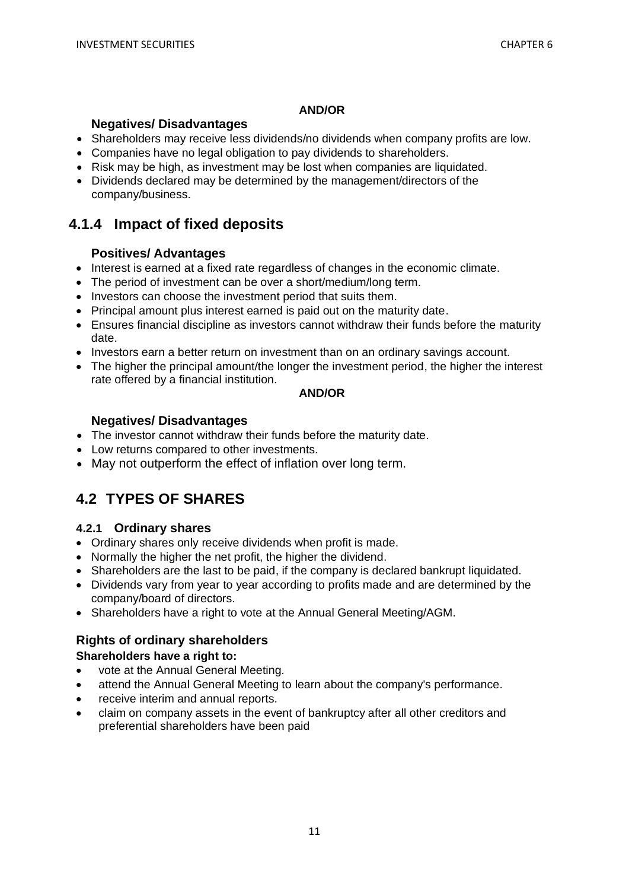**AND/OR**

**Negatives/ Disadvantages**

- Shareholders may receive less dividends/no dividends when company profits are low.
- Companies have no legal obligation to pay dividends to shareholders.
- Risk may be high, as investment may be lost when companies are liquidated.
- Dividends declared may be determined by the management/directors of the company/business.

### 4.1.4 Impact of fixed deposits

**Positives/ Advantages**

- Interest is earned at a fixed rate regardless of changes in the economic climate.
- The period of investment can be over a short/medium/long term.
- Investors can choose the investment period that suits them.
- Principal amount plus interest earned is paid out on the maturity date.
- Ensures financial discipline as investors cannot withdraw their funds before the maturity date.
- Investors earn a better return on investment than on an ordinary savings account.
- The higher the principal amount/the longer the investment period, the higher the interest rate offered by a financial institution.

**AND/OR**

**Negatives/ Disadvantages**

- The investor cannot withdraw their funds before the maturity date.
- Low returns compared to other investments.
- May not outperform the effect of inflation over long term.

## 4.2 TYPES OF SHARES

### 4.2.1 Ordinary shares

- Ordinary shares only receive dividends when profit is made.
- Normally the higher the net profit, the higher the dividend.
- Shareholders are the last to be paid, if the company is declared bankrupt liquidated.
- Dividends vary from year to year according to profits made and are determined by the company/board of directors.
- Shareholders have a right to vote at the Annual General Meeting/AGM.

### Rights of ordinary shareholders

**Shareholders have a right to:**

- vote at the Annual General Meeting.
- attend the Annual General Meeting to learn about the company's performance.
- receive interim and annual reports.
- claim on company assets in the event of bankruptcy after all other creditors and preferential shareholders have been paid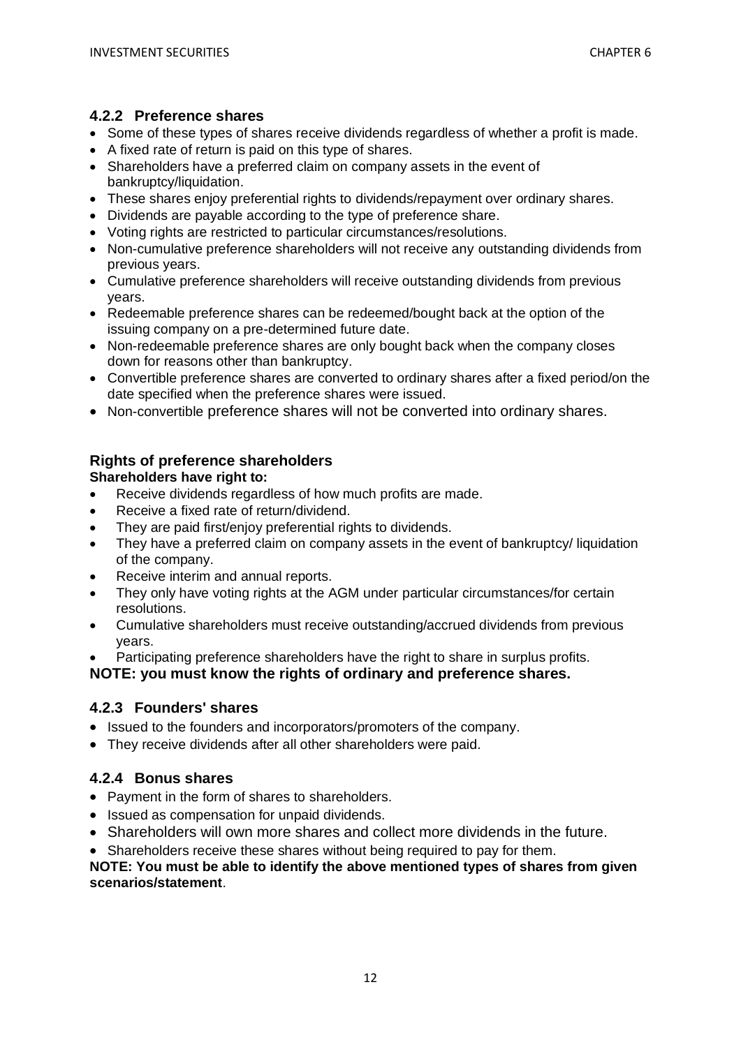### 4.2.2 Preference shares

- Some of these types of shares receive dividends regardless of whether a profit is made.
- A fixed rate of return is paid on this type of shares.
- Shareholders have a preferred claim on company assets in the event of bankruptcy/liquidation.
- These shares enjoy preferential rights to dividends/repayment over ordinary shares.
- Dividends are payable according to the type of preference share.
- Voting rights are restricted to particular circumstances/resolutions.
- Non-cumulative preference shareholders will not receive any outstanding dividends from previous years.
- Cumulative preference shareholders will receive outstanding dividends from previous years.
- Redeemable preference shares can be redeemed/bought back at the option of the issuing company on a pre-determined future date.
- Non-redeemable preference shares are only bought back when the company closes down for reasons other than bankruptcy.
- Convertible preference shares are converted to ordinary shares after a fixed period/on the date specified when the preference shares were issued.
- Non-convertible preference shares will not be converted into ordinary shares.

### Rights of preference shareholders

**Shareholders have right to:**

- Receive dividends regardless of how much profits are made.
- Receive a fixed rate of return/dividend.
- They are paid first/enjoy preferential rights to dividends.
- They have a preferred claim on company assets in the event of bankruptcy/ liquidation of the company.
- Receive interim and annual reports.
- They only have voting rights at the AGM under particular circumstances/for certain resolutions.
- Cumulative shareholders must receive outstanding/accrued dividends from previous years.
- Participating preference shareholders have the right to share in surplus profits.

**NOTE: you must know the rights of ordinary and preference shares.**

### 4.2.3 Founders' shares

- Issued to the founders and incorporators/promoters of the company.
- They receive dividends after all other shareholders were paid.

### 4.2.4 Bonus shares

- Payment in the form of shares to shareholders.
- Issued as compensation for unpaid dividends.
- Shareholders will own more shares and collect more dividends in the future.
- Shareholders receive these shares without being required to pay for them.

**NOTE: You must be able to identify the above mentioned types of shares from given scenarios/statement**.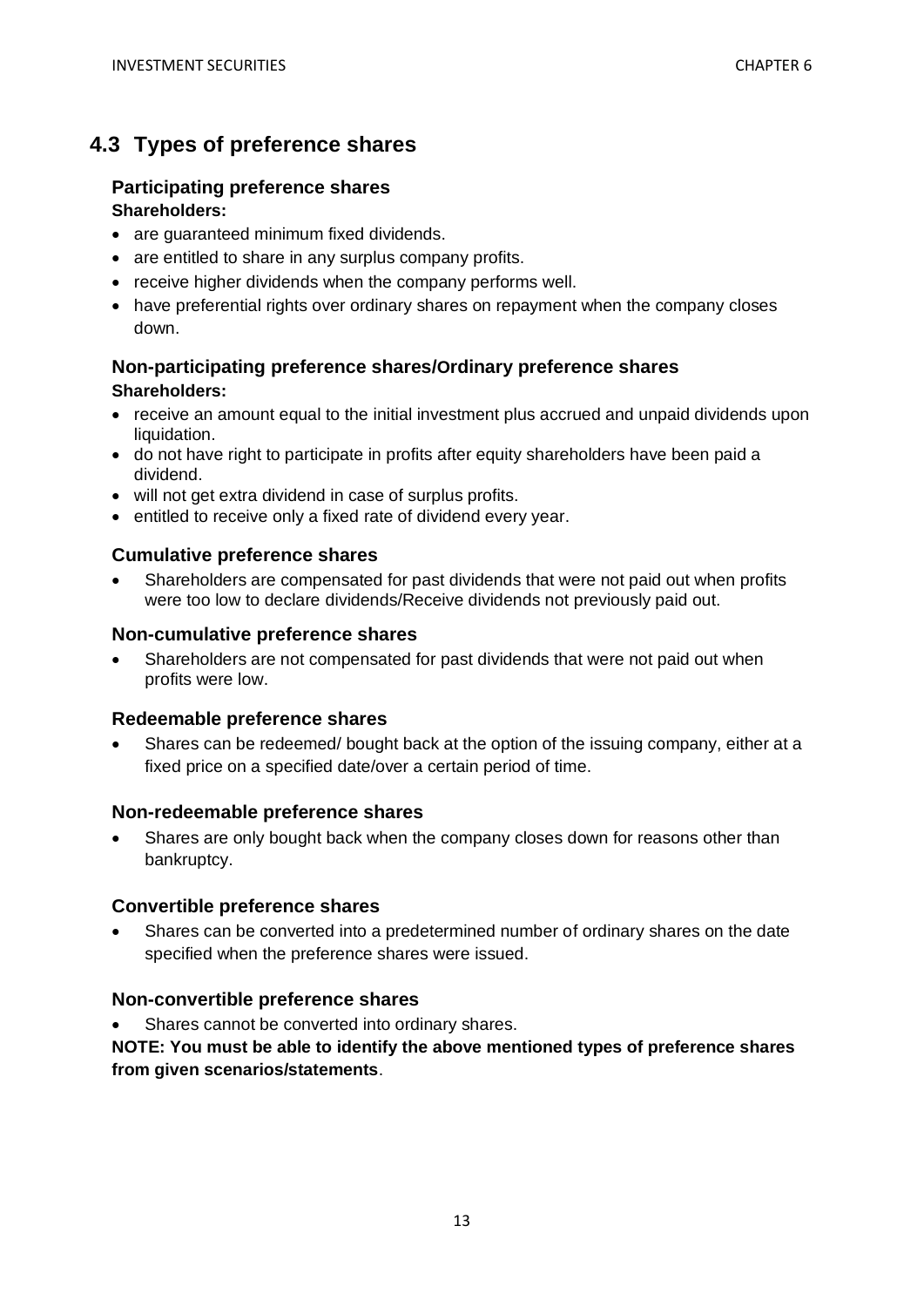## 4.3 Types of preference shares

### Participating preference shares

**Shareholders:**

- are guaranteed minimum fixed dividends.
- are entitled to share in any surplus company profits.
- receive higher dividends when the company performs well.
- have preferential rights over ordinary shares on repayment when the company closes down.

### Non-participating preference shares/Ordinary preference shares

**Shareholders:**

- receive an amount equal to the initial investment plus accrued and unpaid dividends upon liquidation.
- do not have right to participate in profits after equity shareholders have been paid a dividend.
- will not get extra dividend in case of surplus profits.
- entitled to receive only a fixed rate of dividend every year.

### Cumulative preference shares

- Shareholders are compensated for past dividends that were not paid out when profits were too low to declare dividends/Receive dividends not previously paid out.

### Non-cumulative preference shares

- Shareholders are not compensated for past dividends that were not paid out when profits were low.

### Redeemable preference shares

- Shares can be redeemed/ bought back at the option of the issuing company, either at a fixed price on a specified date/over a certain period of time.

### Non-redeemable preference shares

- Shares are only bought back when the company closes down for reasons other than bankruptcy.

### Convertible preference shares

- Shares can be converted into a predetermined number of ordinary shares on the date specified when the preference shares were issued.

### Non-convertible preference shares

- Shares cannot be converted into ordinary shares.

**NOTE: You must be able to identify the above mentioned types of preference shares from given scenarios/statements**.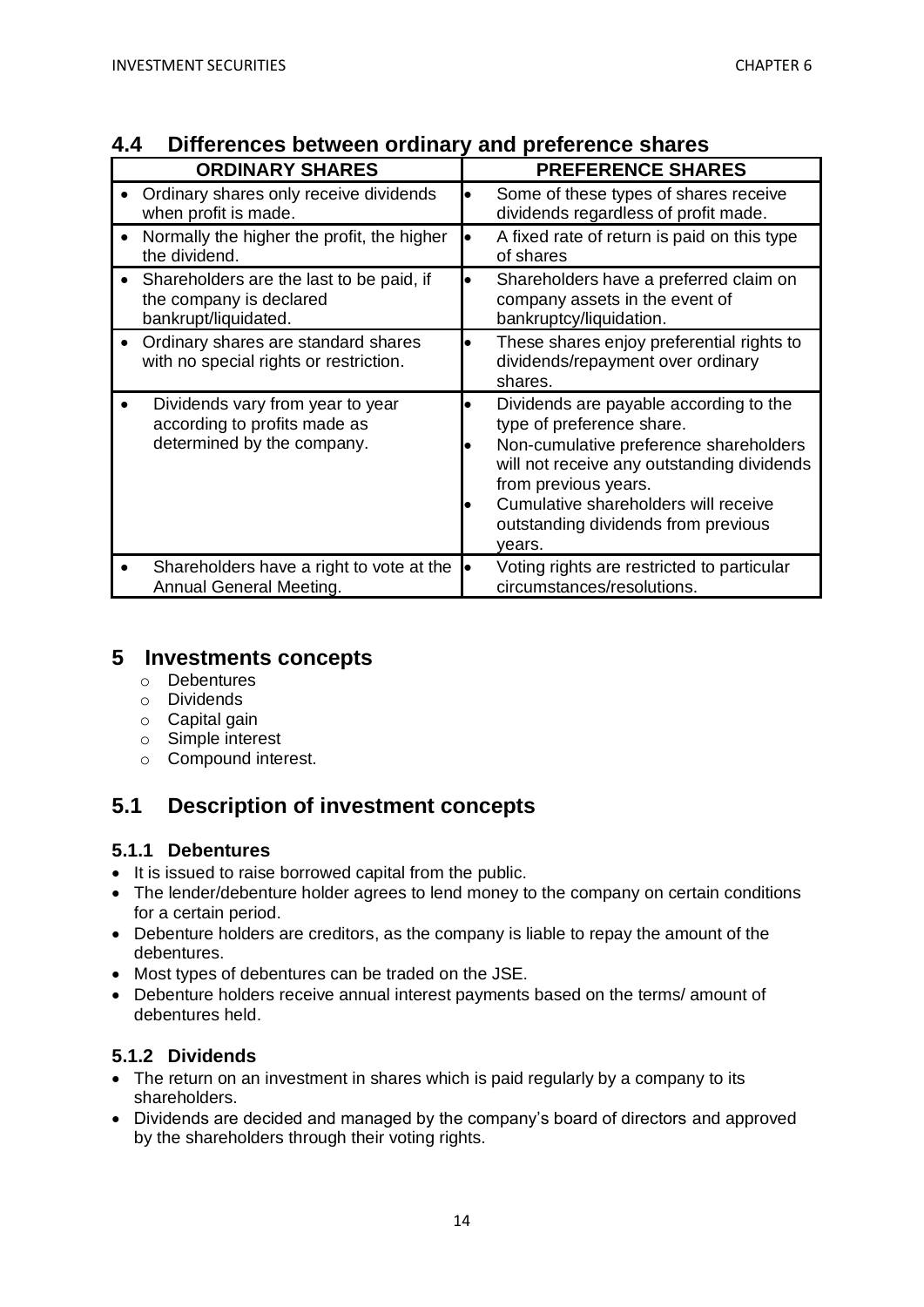## 4.4 Differences between ordinary and preference shares

| ORDINARY SHARES | PREFERENCE SHARES |
|---|---|
| • Ordinary shares only receive dividends when profit is made. | • Some of these types of shares receive dividends regardless of profit made. |
| • Normally the higher the profit, the higher the dividend. | • A fixed rate of return is paid on this type of shares |
| • Shareholders are the last to be paid, if the company is declared bankrupt/liquidated. | • Shareholders have a preferred claim on company assets in the event of bankruptcy/liquidation. |
| • Ordinary shares are standard shares with no special rights or restriction. | • These shares enjoy preferential rights to dividends/repayment over ordinary shares. |
| • Dividends vary from year to year according to profits made as determined by the company. | • Dividends are payable according to the type of preference share. <br>• Non-cumulative preference shareholders will not receive any outstanding dividends from previous years. <br>• Cumulative shareholders will receive outstanding dividends from previous years. |
| • Shareholders have a right to vote at the Annual General Meeting. | • Voting rights are restricted to particular circumstances/resolutions. |

# 5 Investments concepts

- Debentures
- Dividends
- Capital gain
- Simple interest
- Compound interest.

## 5.1 Description of investment concepts

### 5.1.1 Debentures

- It is issued to raise borrowed capital from the public.
- The lender/debenture holder agrees to lend money to the company on certain conditions for a certain period.
- Debenture holders are creditors, as the company is liable to repay the amount of the debentures.
- Most types of debentures can be traded on the JSE.
- Debenture holders receive annual interest payments based on the terms/ amount of debentures held.

### 5.1.2 Dividends

- The return on an investment in shares which is paid regularly by a company to its shareholders.
- Dividends are decided and managed by the company's board of directors and approved by the shareholders through their voting rights.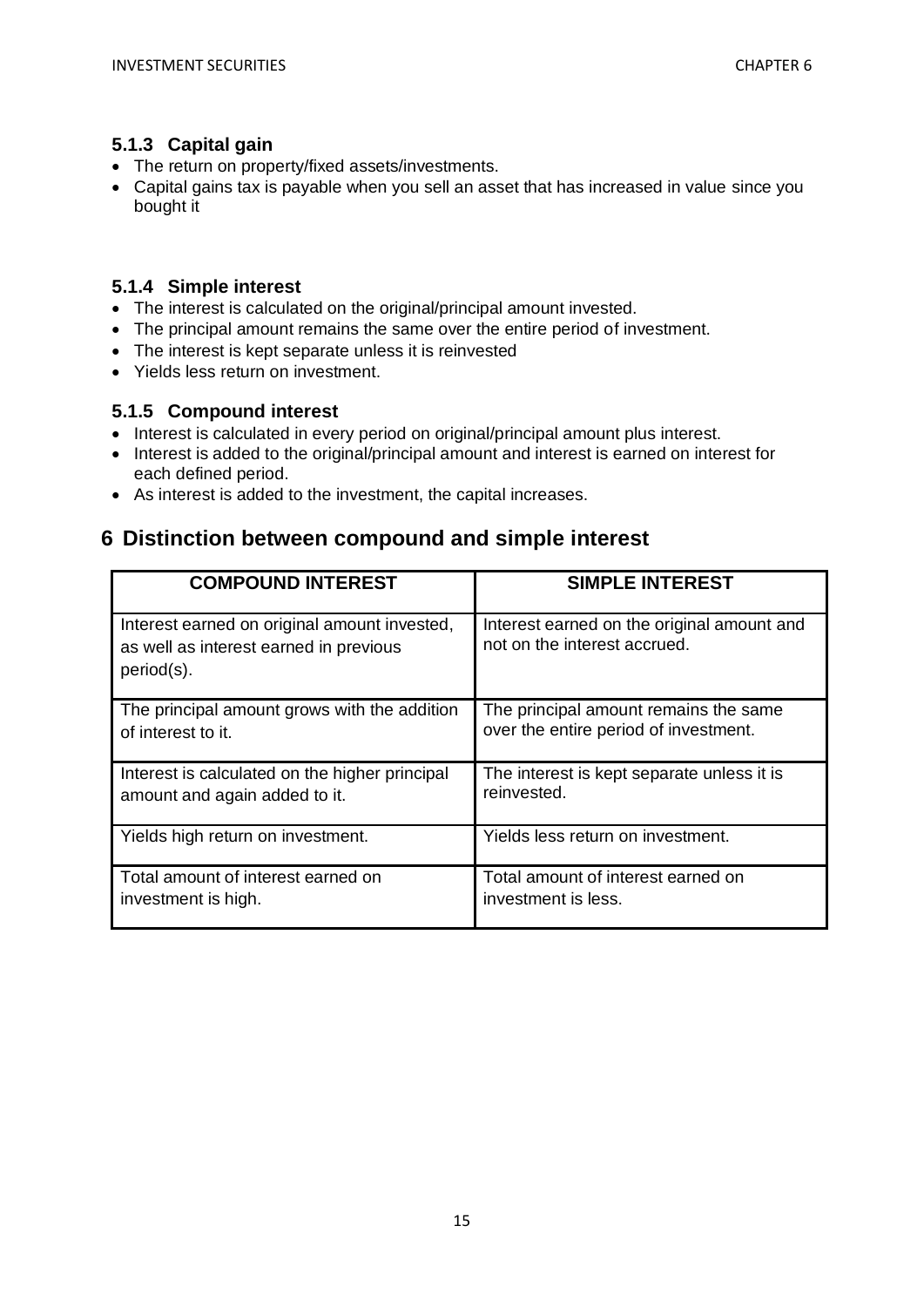#### 5.1.3 Capital gain

- The return on property/fixed assets/investments.
- Capital gains tax is payable when you sell an asset that has increased in value since you bought it

#### 5.1.4 Simple interest

- The interest is calculated on the original/principal amount invested.
- The principal amount remains the same over the entire period of investment.
- The interest is kept separate unless it is reinvested
- Yields less return on investment.

#### 5.1.5 Compound interest

- Interest is calculated in every period on original/principal amount plus interest.
- Interest is added to the original/principal amount and interest is earned on interest for each defined period.
- As interest is added to the investment, the capital increases.

# 6 Distinction between compound and simple interest

| COMPOUND INTEREST | SIMPLE INTEREST |
|---|---|
| Interest earned on original amount invested, as well as interest earned in previous period(s). | Interest earned on the original amount and not on the interest accrued. |
| The principal amount grows with the addition of interest to it. | The principal amount remains the same over the entire period of investment. |
| Interest is calculated on the higher principal amount and again added to it. | The interest is kept separate unless it is reinvested. |
| Yields high return on investment. | Yields less return on investment. |
| Total amount of interest earned on investment is high. | Total amount of interest earned on investment is less. |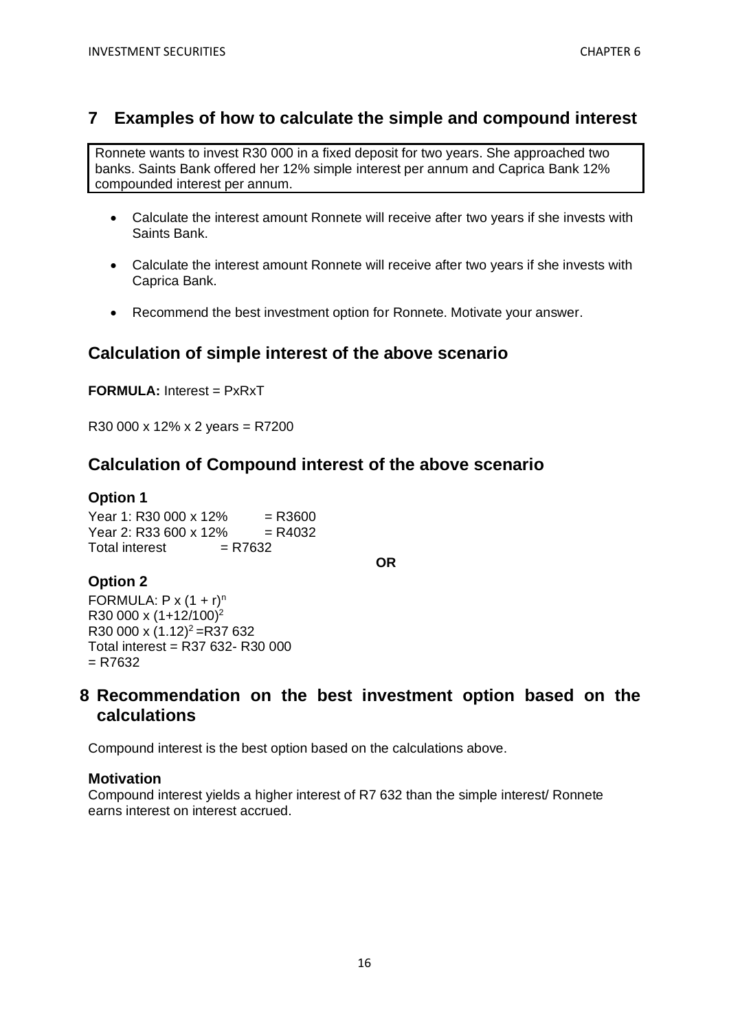## 7 Examples of how to calculate the simple and compound interest

Ronnete wants to invest R30 000 in a fixed deposit for two years. She approached two banks. Saints Bank offered her 12% simple interest per annum and Caprica Bank 12% compounded interest per annum.

- Calculate the interest amount Ronnete will receive after two years if she invests with Saints Bank.
- Calculate the interest amount Ronnete will receive after two years if she invests with Caprica Bank.
- Recommend the best investment option for Ronnete. Motivate your answer.

### Calculation of simple interest of the above scenario

**FORMULA:** Interest = PxRxT

R30 000 x 12% x 2 years = R7200

### Calculation of Compound interest of the above scenario

#### Option 1

Year 1: R30 000 x 12% = R3600
Year 2: R33 600 x 12% = R4032
Total interest = R7632

**OR**

#### Option 2

FORMULA: $P \times (1 + r)^n$
R30 000 x $(1+12/100)^2$
R30 000 x $(1.12)^2$ =R37 632
Total interest = R37 632- R30 000
= R7632

## 8 Recommendation on the best investment option based on the calculations

Compound interest is the best option based on the calculations above.

#### Motivation

Compound interest yields a higher interest of R7 632 than the simple interest/ Ronnete earns interest on interest accrued.